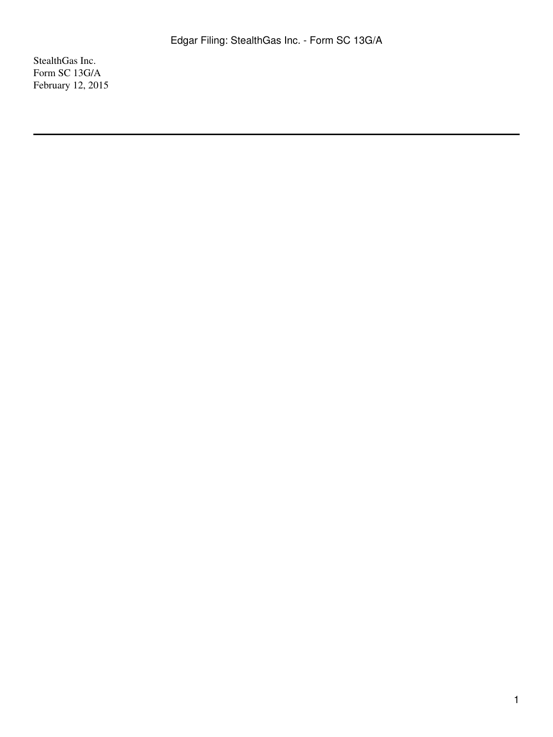StealthGas Inc.
Form SC 13G/A
February 12, 2015

---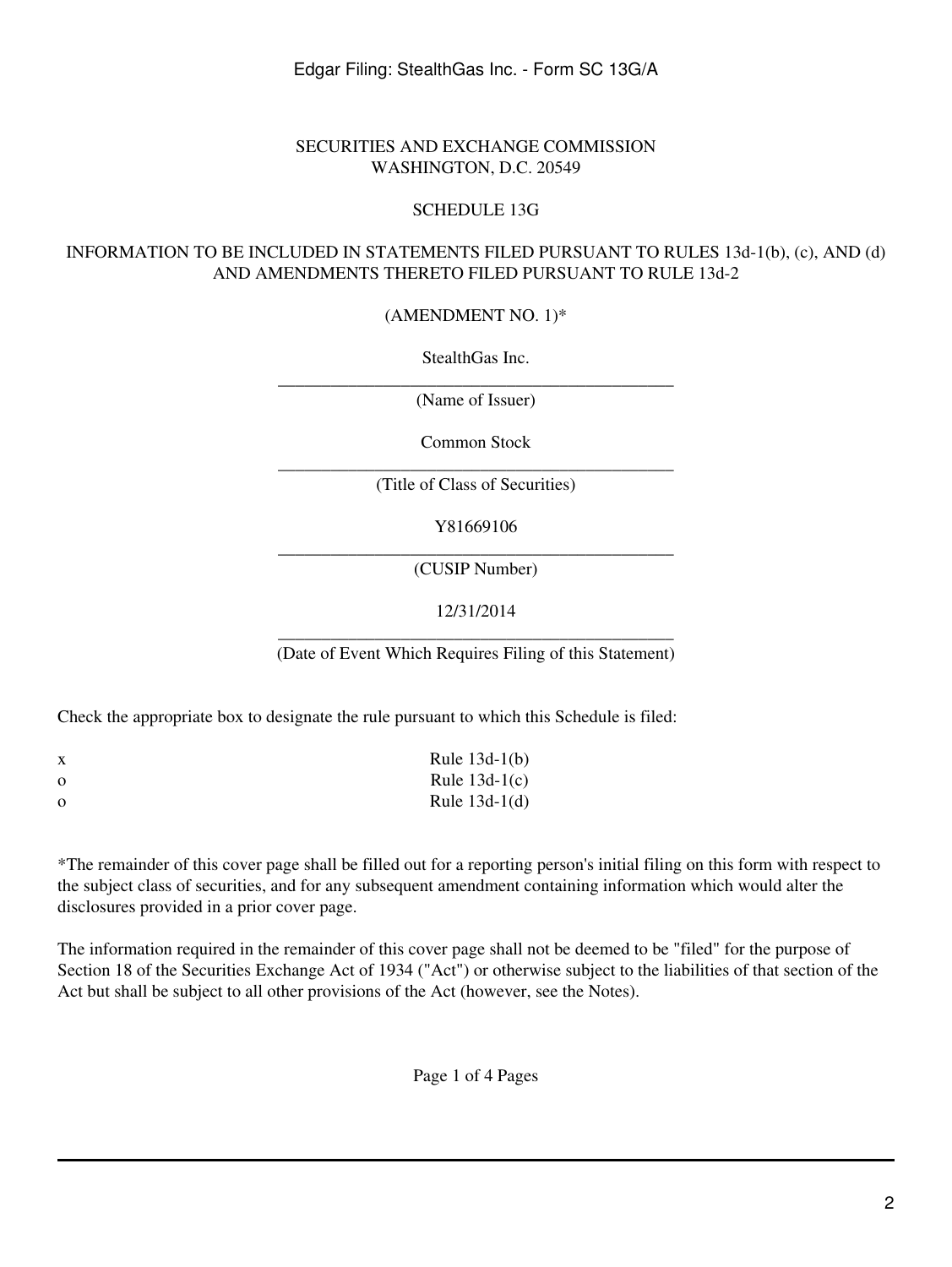SECURITIES AND EXCHANGE COMMISSION
WASHINGTON, D.C. 20549

SCHEDULE 13G

INFORMATION TO BE INCLUDED IN STATEMENTS FILED PURSUANT TO RULES 13d-1(b), (c), AND (d) AND AMENDMENTS THERETO FILED PURSUANT TO RULE 13d-2

(AMENDMENT NO. 1)*

StealthGas Inc.
_______________________________________________
(Name of Issuer)

Common Stock
_______________________________________________
(Title of Class of Securities)

Y81669106
_______________________________________________
(CUSIP Number)

12/31/2014
_______________________________________________
(Date of Event Which Requires Filing of this Statement)

Check the appropriate box to designate the rule pursuant to which this Schedule is filed:

| | |
|---|---|
| x | Rule 13d-1(b) |
| o | Rule 13d-1(c) |
| o | Rule 13d-1(d) |

*The remainder of this cover page shall be filled out for a reporting person's initial filing on this form with respect to the subject class of securities, and for any subsequent amendment containing information which would alter the disclosures provided in a prior cover page.

The information required in the remainder of this cover page shall not be deemed to be "filed" for the purpose of Section 18 of the Securities Exchange Act of 1934 ("Act") or otherwise subject to the liabilities of that section of the Act but shall be subject to all other provisions of the Act (however, see the Notes).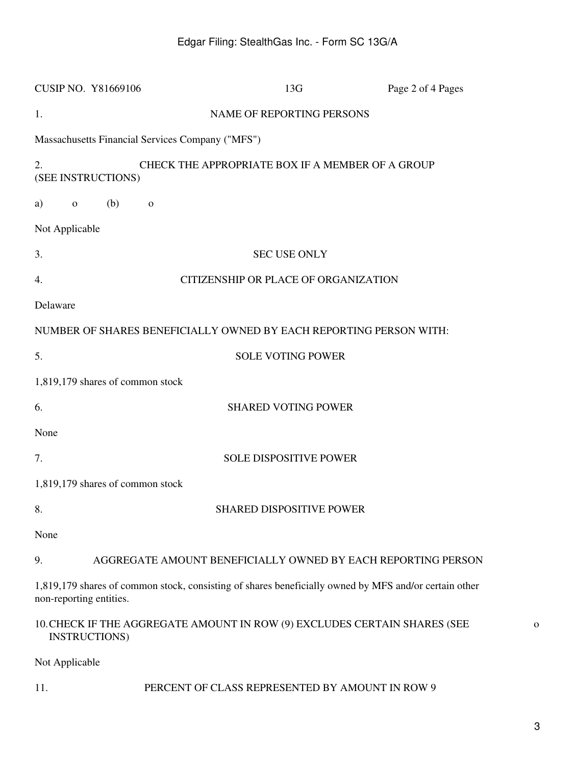CUSIP NO. Y81669106 13G Page 2 of 4 Pages

1. NAME OF REPORTING PERSONS

Massachusetts Financial Services Company ("MFS")

2. CHECK THE APPROPRIATE BOX IF A MEMBER OF A GROUP (SEE INSTRUCTIONS)

a) o (b) o

Not Applicable

3. SEC USE ONLY

4. CITIZENSHIP OR PLACE OF ORGANIZATION

Delaware

NUMBER OF SHARES BENEFICIALLY OWNED BY EACH REPORTING PERSON WITH:

5. SOLE VOTING POWER

1,819,179 shares of common stock

6. SHARED VOTING POWER

None

7. SOLE DISPOSITIVE POWER

1,819,179 shares of common stock

8. SHARED DISPOSITIVE POWER

None

9. AGGREGATE AMOUNT BENEFICIALLY OWNED BY EACH REPORTING PERSON

1,819,179 shares of common stock, consisting of shares beneficially owned by MFS and/or certain other non-reporting entities.

10. CHECK IF THE AGGREGATE AMOUNT IN ROW (9) EXCLUDES CERTAIN SHARES (SEE INSTRUCTIONS) o

Not Applicable

11. PERCENT OF CLASS REPRESENTED BY AMOUNT IN ROW 9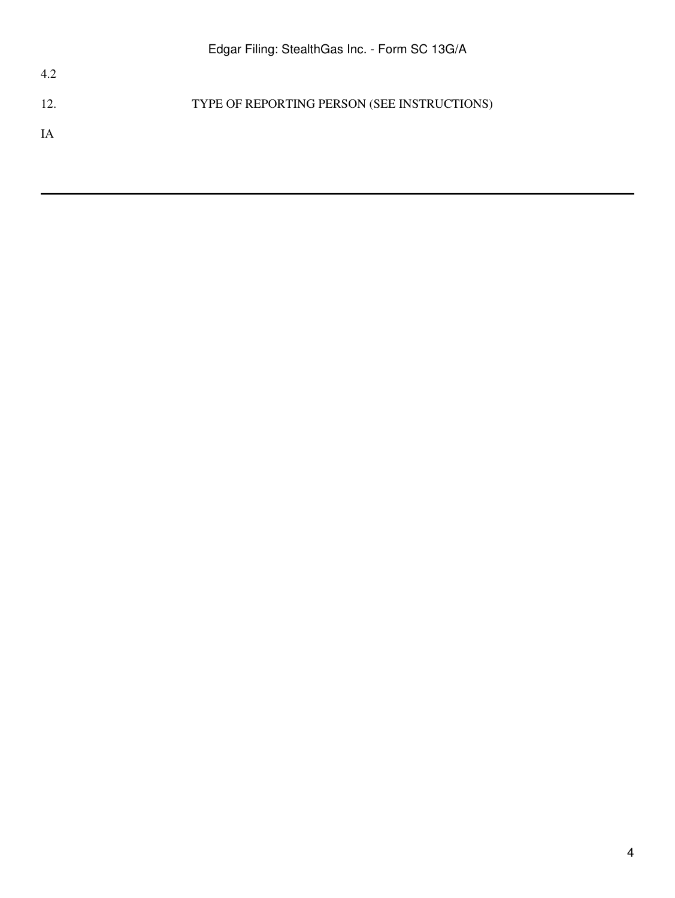4.2

12. TYPE OF REPORTING PERSON (SEE INSTRUCTIONS)

IA

---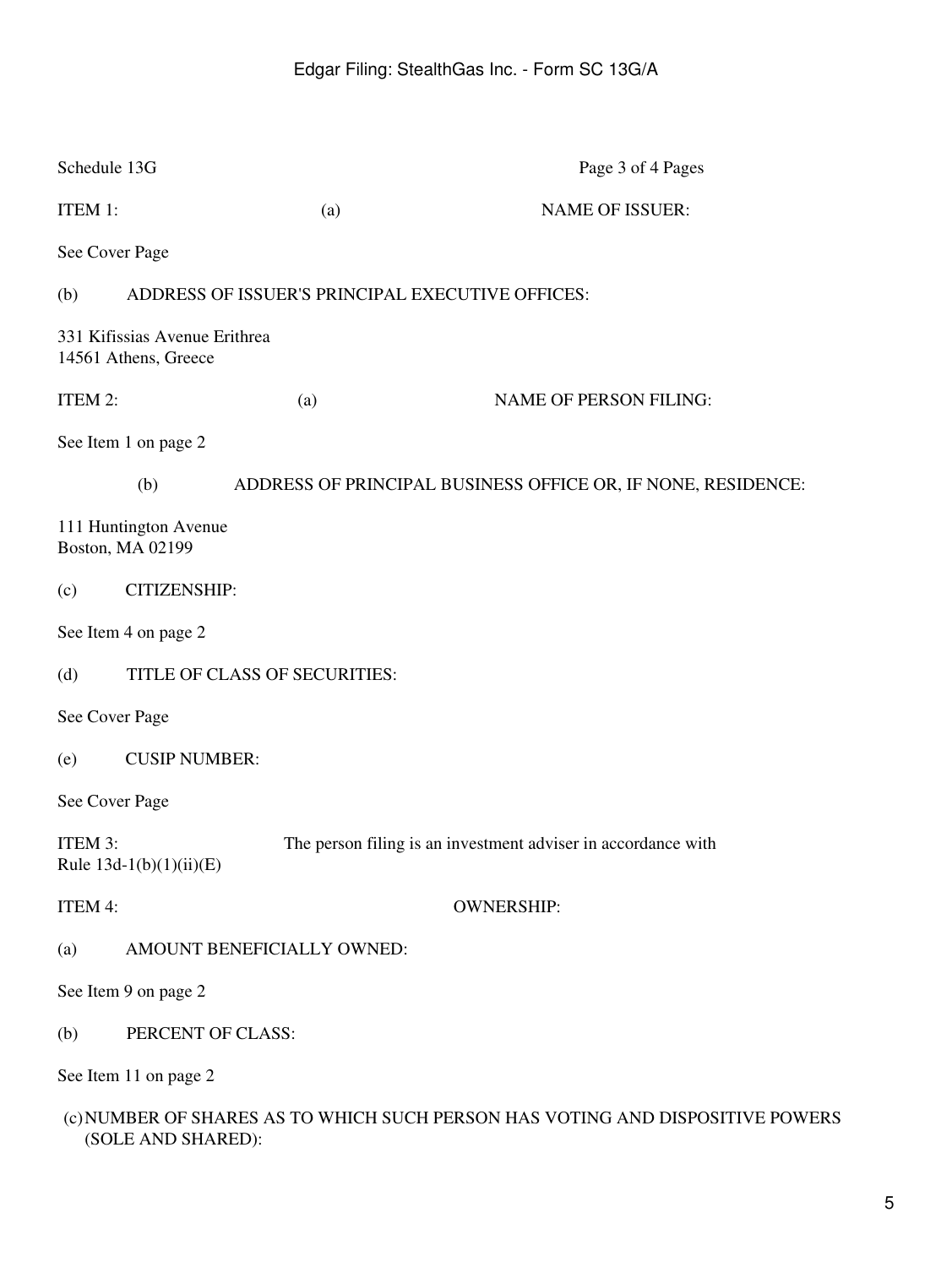Schedule 13G

ITEM 1: (a) NAME OF ISSUER:

See Cover Page

(b) ADDRESS OF ISSUER'S PRINCIPAL EXECUTIVE OFFICES:

331 Kifissias Avenue Erithrea
14561 Athens, Greece

ITEM 2: (a) NAME OF PERSON FILING:

See Item 1 on page 2

(b) ADDRESS OF PRINCIPAL BUSINESS OFFICE OR, IF NONE, RESIDENCE:

111 Huntington Avenue
Boston, MA 02199

(c) CITIZENSHIP:

See Item 4 on page 2

(d) TITLE OF CLASS OF SECURITIES:

See Cover Page

(e) CUSIP NUMBER:

See Cover Page

ITEM 3: The person filing is an investment adviser in accordance with Rule 13d-1(b)(1)(ii)(E)

ITEM 4: OWNERSHIP:

(a) AMOUNT BENEFICIALLY OWNED:

See Item 9 on page 2

(b) PERCENT OF CLASS:

See Item 11 on page 2

(c) NUMBER OF SHARES AS TO WHICH SUCH PERSON HAS VOTING AND DISPOSITIVE POWERS (SOLE AND SHARED):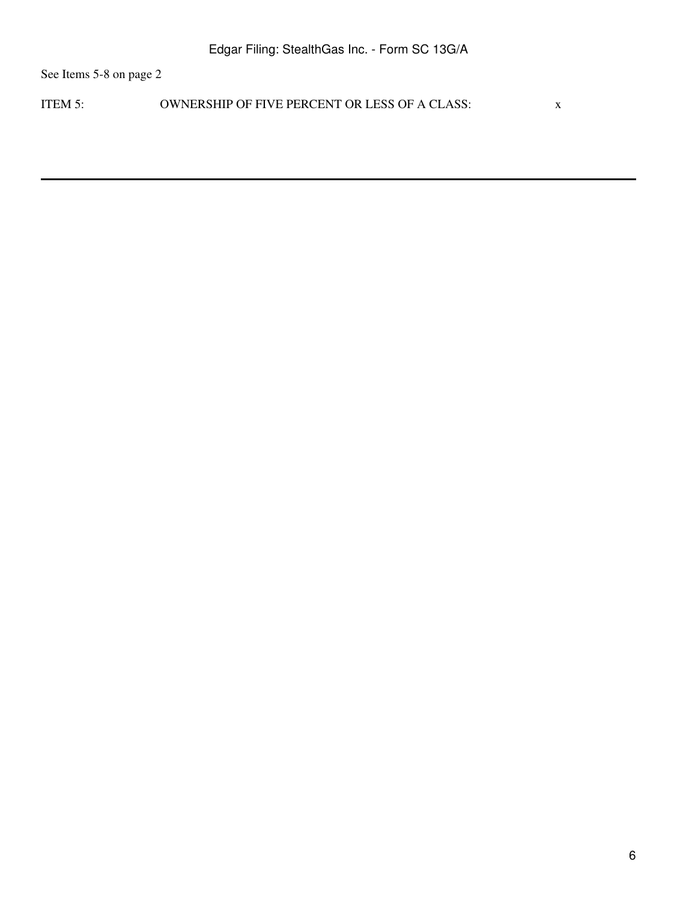See Items 5-8 on page 2

ITEM 5: OWNERSHIP OF FIVE PERCENT OR LESS OF A CLASS: x

---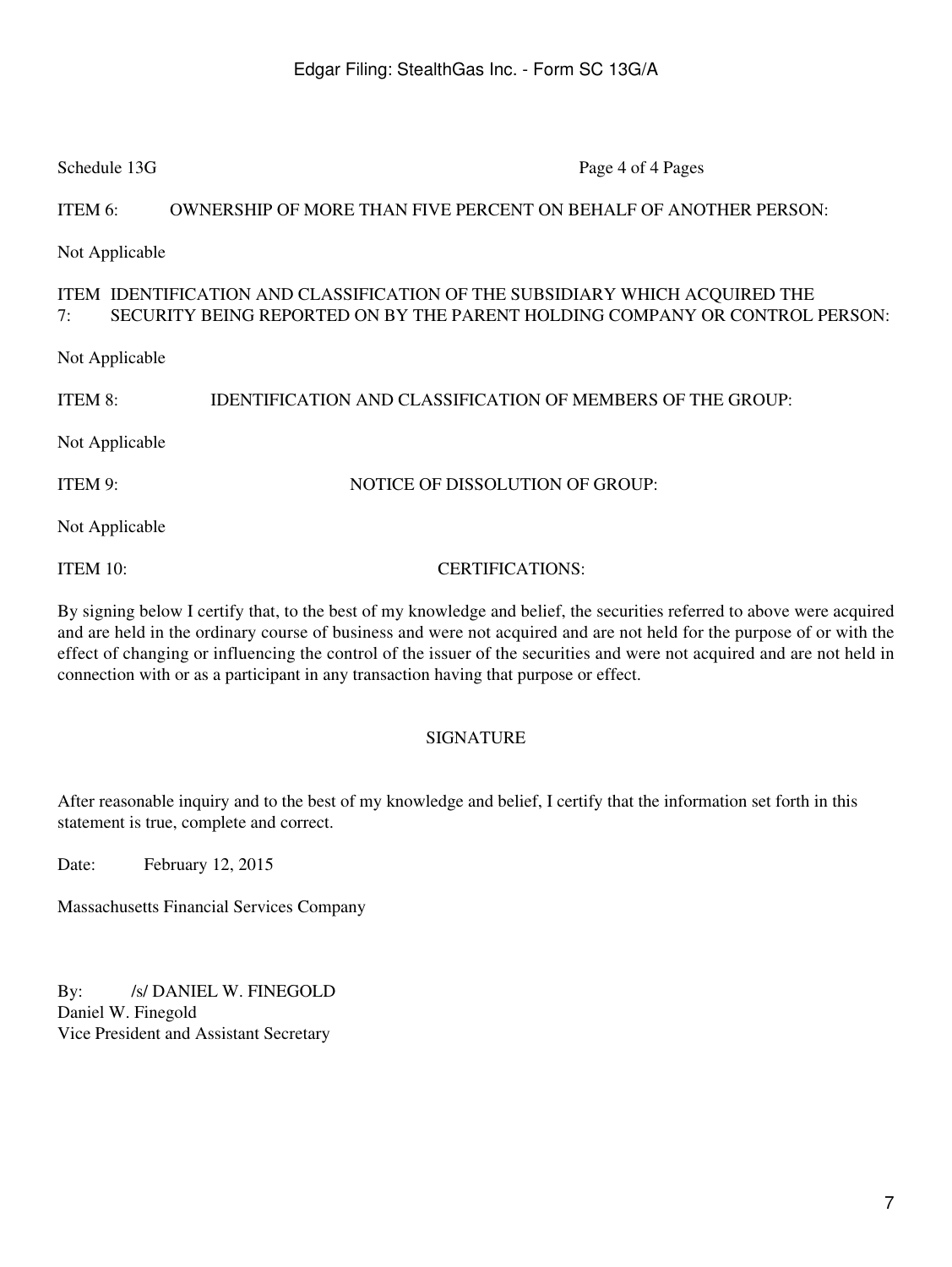ITEM 6: OWNERSHIP OF MORE THAN FIVE PERCENT ON BEHALF OF ANOTHER PERSON:

Not Applicable

ITEM 7: IDENTIFICATION AND CLASSIFICATION OF THE SUBSIDIARY WHICH ACQUIRED THE SECURITY BEING REPORTED ON BY THE PARENT HOLDING COMPANY OR CONTROL PERSON:

Not Applicable

ITEM 8: IDENTIFICATION AND CLASSIFICATION OF MEMBERS OF THE GROUP:

Not Applicable

ITEM 9: NOTICE OF DISSOLUTION OF GROUP:

Not Applicable

ITEM 10: CERTIFICATIONS:

By signing below I certify that, to the best of my knowledge and belief, the securities referred to above were acquired and are held in the ordinary course of business and were not acquired and are not held for the purpose of or with the effect of changing or influencing the control of the issuer of the securities and were not acquired and are not held in connection with or as a participant in any transaction having that purpose or effect.

## SIGNATURE

After reasonable inquiry and to the best of my knowledge and belief, I certify that the information set forth in this statement is true, complete and correct.

Date: February 12, 2015

Massachusetts Financial Services Company

By: /s/ DANIEL W. FINEGOLD
Daniel W. Finegold
Vice President and Assistant Secretary